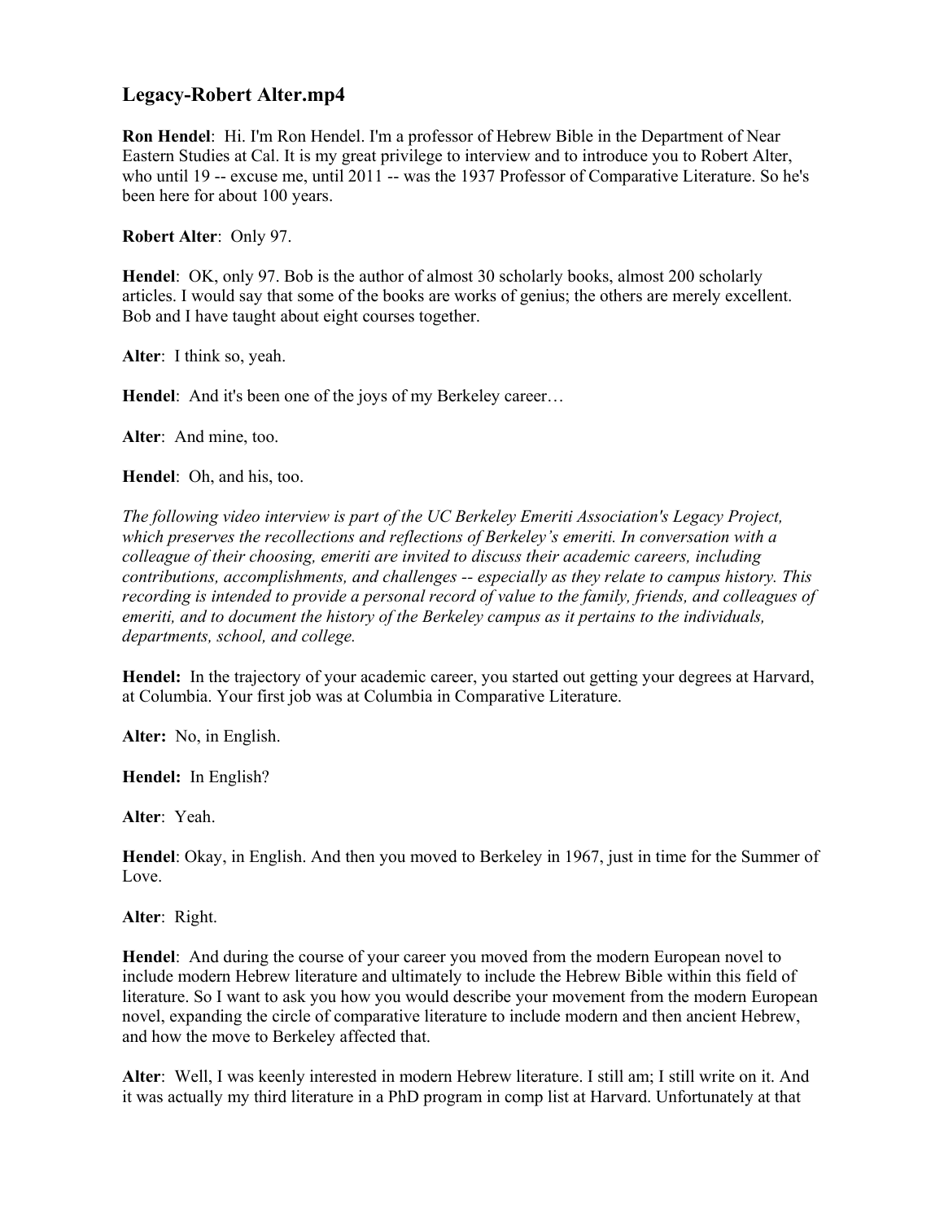## Legacy-Robert Alter.mp4

**Ron Hendel**: Hi. I'm Ron Hendel. I'm a professor of Hebrew Bible in the Department of Near Eastern Studies at Cal. It is my great privilege to interview and to introduce you to Robert Alter, who until 19 -- excuse me, until 2011 -- was the 1937 Professor of Comparative Literature. So he's been here for about 100 years.

**Robert Alter**: Only 97.

**Hendel**: OK, only 97. Bob is the author of almost 30 scholarly books, almost 200 scholarly articles. I would say that some of the books are works of genius; the others are merely excellent. Bob and I have taught about eight courses together.

**Alter**: I think so, yeah.

**Hendel**: And it's been one of the joys of my Berkeley career…

**Alter**: And mine, too.

**Hendel**: Oh, and his, too.

*The following video interview is part of the UC Berkeley Emeriti Association's Legacy Project, which preserves the recollections and reflections of Berkeley's emeriti. In conversation with a colleague of their choosing, emeriti are invited to discuss their academic careers, including contributions, accomplishments, and challenges -- especially as they relate to campus history. This recording is intended to provide a personal record of value to the family, friends, and colleagues of emeriti, and to document the history of the Berkeley campus as it pertains to the individuals, departments, school, and college.*

**Hendel:** In the trajectory of your academic career, you started out getting your degrees at Harvard, at Columbia. Your first job was at Columbia in Comparative Literature.

**Alter:** No, in English.

**Hendel:** In English?

**Alter**: Yeah.

**Hendel**: Okay, in English. And then you moved to Berkeley in 1967, just in time for the Summer of Love.

**Alter**: Right.

**Hendel**: And during the course of your career you moved from the modern European novel to include modern Hebrew literature and ultimately to include the Hebrew Bible within this field of literature. So I want to ask you how you would describe your movement from the modern European novel, expanding the circle of comparative literature to include modern and then ancient Hebrew, and how the move to Berkeley affected that.

**Alter**: Well, I was keenly interested in modern Hebrew literature. I still am; I still write on it. And it was actually my third literature in a PhD program in comp list at Harvard. Unfortunately at that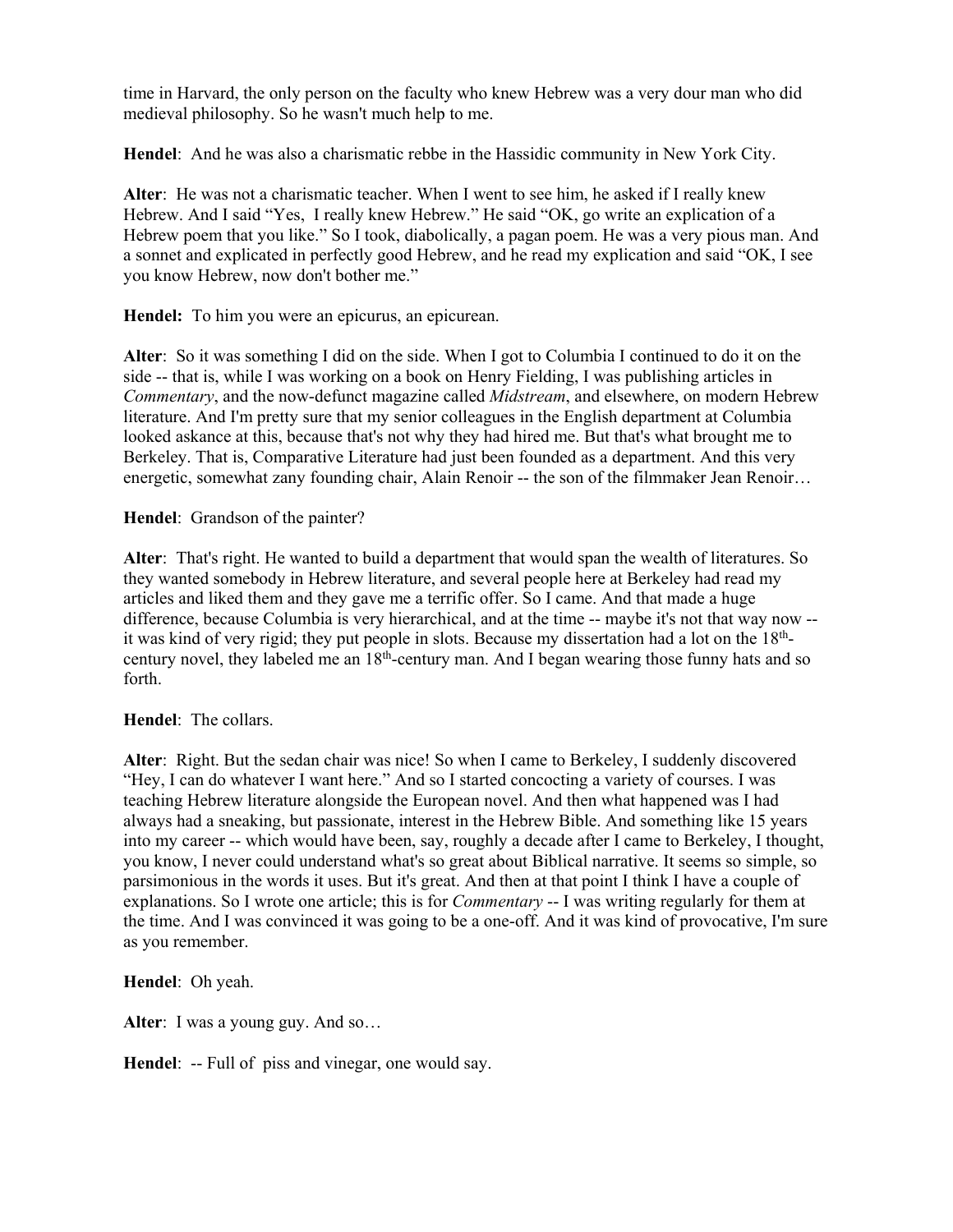time in Harvard, the only person on the faculty who knew Hebrew was a very dour man who did medieval philosophy. So he wasn't much help to me.

**Hendel**: And he was also a charismatic rebbe in the Hassidic community in New York City.

**Alter**: He was not a charismatic teacher. When I went to see him, he asked if I really knew Hebrew. And I said "Yes, I really knew Hebrew." He said "OK, go write an explication of a Hebrew poem that you like." So I took, diabolically, a pagan poem. He was a very pious man. And a sonnet and explicated in perfectly good Hebrew, and he read my explication and said "OK, I see you know Hebrew, now don't bother me."

**Hendel:** To him you were an epicurus, an epicurean.

**Alter**: So it was something I did on the side. When I got to Columbia I continued to do it on the side -- that is, while I was working on a book on Henry Fielding, I was publishing articles in *Commentary*, and the now-defunct magazine called *Midstream*, and elsewhere, on modern Hebrew literature. And I'm pretty sure that my senior colleagues in the English department at Columbia looked askance at this, because that's not why they had hired me. But that's what brought me to Berkeley. That is, Comparative Literature had just been founded as a department. And this very energetic, somewhat zany founding chair, Alain Renoir -- the son of the filmmaker Jean Renoir…

**Hendel**: Grandson of the painter?

**Alter**: That's right. He wanted to build a department that would span the wealth of literatures. So they wanted somebody in Hebrew literature, and several people here at Berkeley had read my articles and liked them and they gave me a terrific offer. So I came. And that made a huge difference, because Columbia is very hierarchical, and at the time -- maybe it's not that way now -- it was kind of very rigid; they put people in slots. Because my dissertation had a lot on the 18th-century novel, they labeled me an 18th-century man. And I began wearing those funny hats and so forth.

**Hendel**: The collars.

**Alter**: Right. But the sedan chair was nice! So when I came to Berkeley, I suddenly discovered "Hey, I can do whatever I want here." And so I started concocting a variety of courses. I was teaching Hebrew literature alongside the European novel. And then what happened was I had always had a sneaking, but passionate, interest in the Hebrew Bible. And something like 15 years into my career -- which would have been, say, roughly a decade after I came to Berkeley, I thought, you know, I never could understand what's so great about Biblical narrative. It seems so simple, so parsimonious in the words it uses. But it's great. And then at that point I think I have a couple of explanations. So I wrote one article; this is for *Commentary* -- I was writing regularly for them at the time. And I was convinced it was going to be a one-off. And it was kind of provocative, I'm sure as you remember.

**Hendel**: Oh yeah.

**Alter**: I was a young guy. And so…

**Hendel**: -- Full of piss and vinegar, one would say.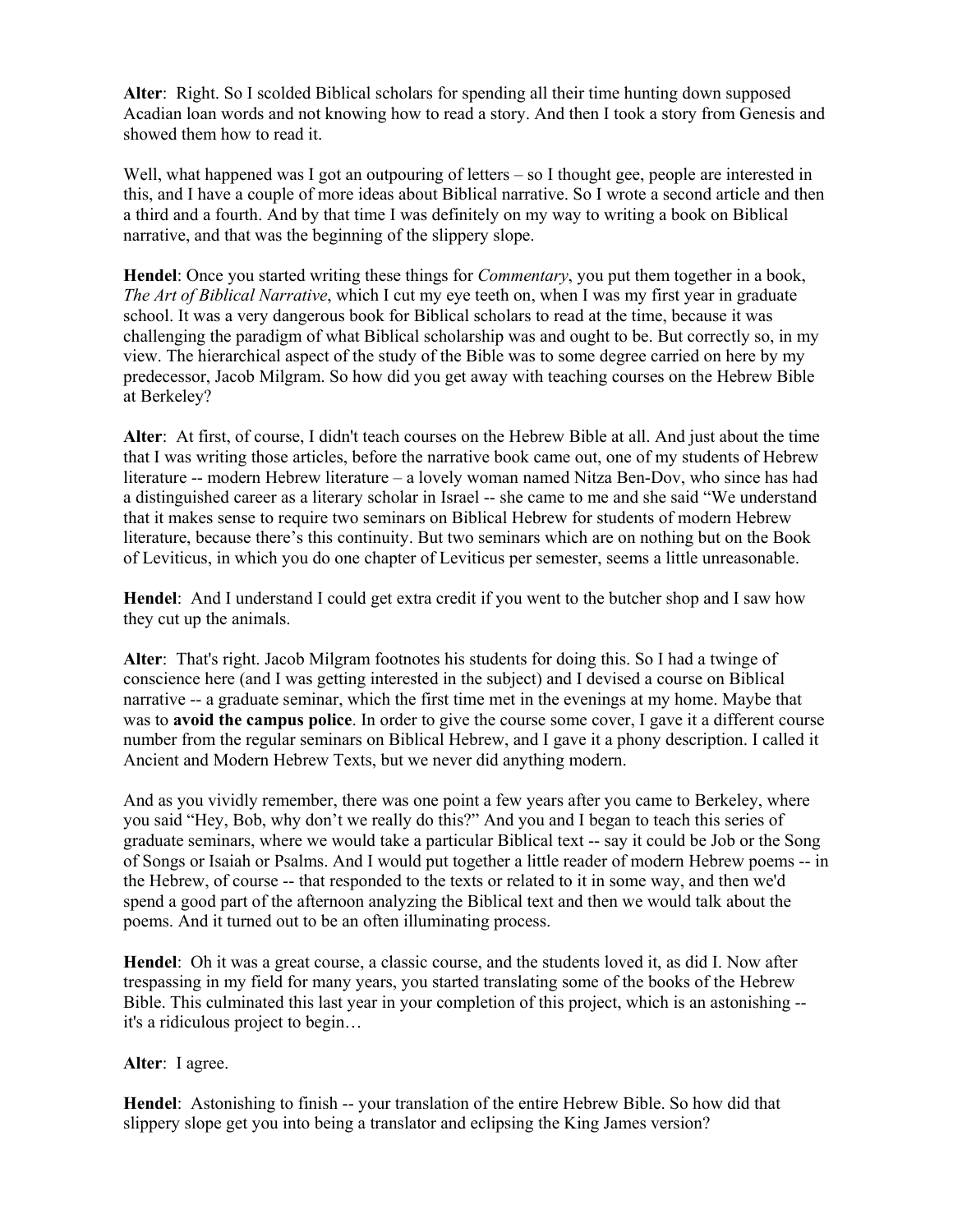**Alter**: Right. So I scolded Biblical scholars for spending all their time hunting down supposed Acadian loan words and not knowing how to read a story. And then I took a story from Genesis and showed them how to read it.

Well, what happened was I got an outpouring of letters – so I thought gee, people are interested in this, and I have a couple of more ideas about Biblical narrative. So I wrote a second article and then a third and a fourth. And by that time I was definitely on my way to writing a book on Biblical narrative, and that was the beginning of the slippery slope.

**Hendel**: Once you started writing these things for *Commentary*, you put them together in a book, *The Art of Biblical Narrative*, which I cut my eye teeth on, when I was my first year in graduate school. It was a very dangerous book for Biblical scholars to read at the time, because it was challenging the paradigm of what Biblical scholarship was and ought to be. But correctly so, in my view. The hierarchical aspect of the study of the Bible was to some degree carried on here by my predecessor, Jacob Milgram. So how did you get away with teaching courses on the Hebrew Bible at Berkeley?

**Alter**: At first, of course, I didn't teach courses on the Hebrew Bible at all. And just about the time that I was writing those articles, before the narrative book came out, one of my students of Hebrew literature -- modern Hebrew literature – a lovely woman named Nitza Ben-Dov, who since has had a distinguished career as a literary scholar in Israel -- she came to me and she said "We understand that it makes sense to require two seminars on Biblical Hebrew for students of modern Hebrew literature, because there's this continuity. But two seminars which are on nothing but on the Book of Leviticus, in which you do one chapter of Leviticus per semester, seems a little unreasonable.

**Hendel**: And I understand I could get extra credit if you went to the butcher shop and I saw how they cut up the animals.

**Alter**: That's right. Jacob Milgram footnotes his students for doing this. So I had a twinge of conscience here (and I was getting interested in the subject) and I devised a course on Biblical narrative -- a graduate seminar, which the first time met in the evenings at my home. Maybe that was to **avoid the campus police**. In order to give the course some cover, I gave it a different course number from the regular seminars on Biblical Hebrew, and I gave it a phony description. I called it Ancient and Modern Hebrew Texts, but we never did anything modern.

And as you vividly remember, there was one point a few years after you came to Berkeley, where you said "Hey, Bob, why don't we really do this?" And you and I began to teach this series of graduate seminars, where we would take a particular Biblical text -- say it could be Job or the Song of Songs or Isaiah or Psalms. And I would put together a little reader of modern Hebrew poems -- in the Hebrew, of course -- that responded to the texts or related to it in some way, and then we'd spend a good part of the afternoon analyzing the Biblical text and then we would talk about the poems. And it turned out to be an often illuminating process.

**Hendel**: Oh it was a great course, a classic course, and the students loved it, as did I. Now after trespassing in my field for many years, you started translating some of the books of the Hebrew Bible. This culminated this last year in your completion of this project, which is an astonishing -- it's a ridiculous project to begin…

**Alter**: I agree.

**Hendel**: Astonishing to finish -- your translation of the entire Hebrew Bible. So how did that slippery slope get you into being a translator and eclipsing the King James version?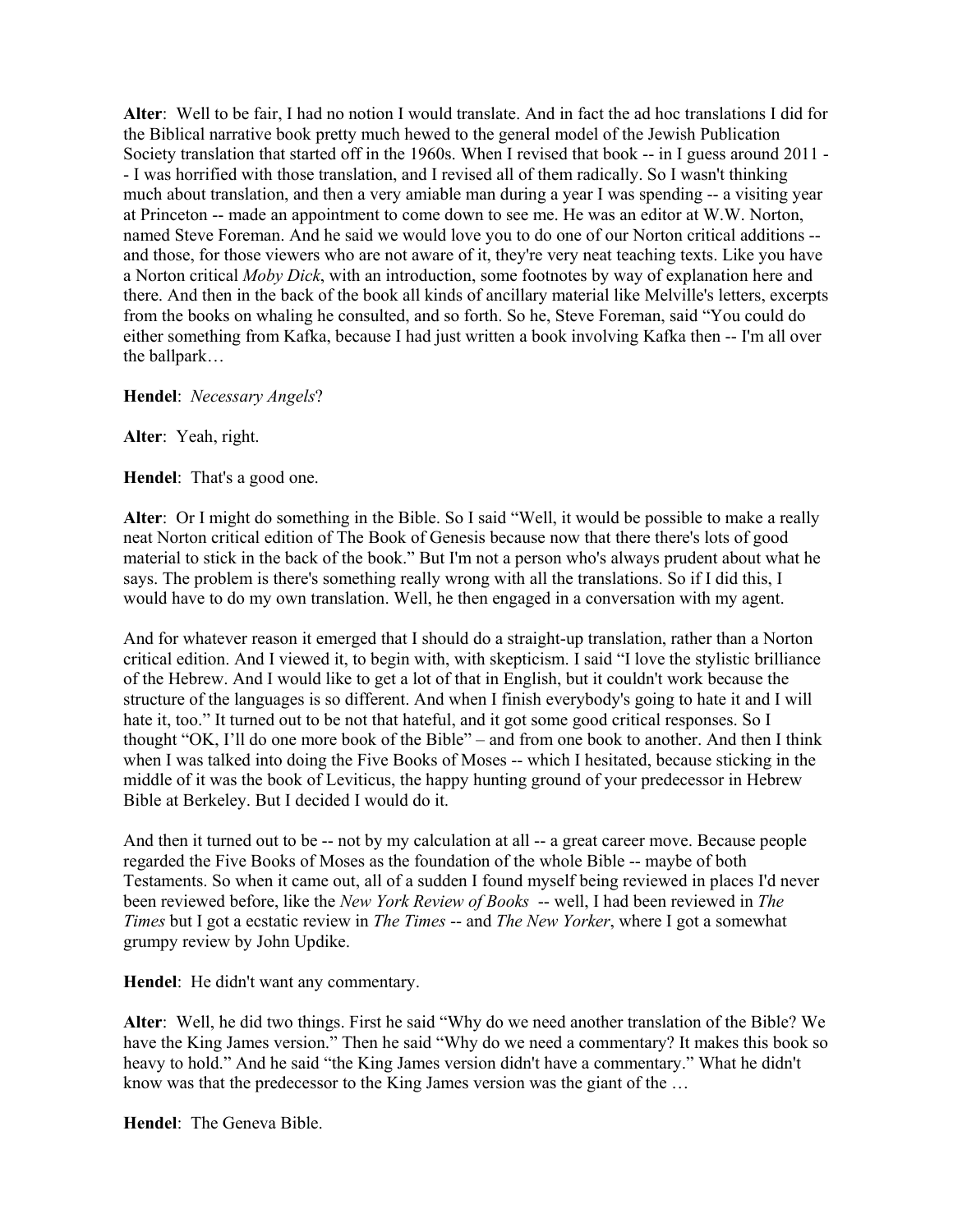**Alter**: Well to be fair, I had no notion I would translate. And in fact the ad hoc translations I did for the Biblical narrative book pretty much hewed to the general model of the Jewish Publication Society translation that started off in the 1960s. When I revised that book -- in I guess around 2011 -- I was horrified with those translation, and I revised all of them radically. So I wasn't thinking much about translation, and then a very amiable man during a year I was spending -- a visiting year at Princeton -- made an appointment to come down to see me. He was an editor at W.W. Norton, named Steve Foreman. And he said we would love you to do one of our Norton critical additions -- and those, for those viewers who are not aware of it, they're very neat teaching texts. Like you have a Norton critical *Moby Dick*, with an introduction, some footnotes by way of explanation here and there. And then in the back of the book all kinds of ancillary material like Melville's letters, excerpts from the books on whaling he consulted, and so forth. So he, Steve Foreman, said "You could do either something from Kafka, because I had just written a book involving Kafka then -- I'm all over the ballpark…

**Hendel**: *Necessary Angels*?

**Alter**: Yeah, right.

**Hendel**: That's a good one.

**Alter**: Or I might do something in the Bible. So I said "Well, it would be possible to make a really neat Norton critical edition of The Book of Genesis because now that there there's lots of good material to stick in the back of the book." But I'm not a person who's always prudent about what he says. The problem is there's something really wrong with all the translations. So if I did this, I would have to do my own translation. Well, he then engaged in a conversation with my agent.

And for whatever reason it emerged that I should do a straight-up translation, rather than a Norton critical edition. And I viewed it, to begin with, with skepticism. I said "I love the stylistic brilliance of the Hebrew. And I would like to get a lot of that in English, but it couldn't work because the structure of the languages is so different. And when I finish everybody's going to hate it and I will hate it, too." It turned out to be not that hateful, and it got some good critical responses. So I thought "OK, I'll do one more book of the Bible" – and from one book to another. And then I think when I was talked into doing the Five Books of Moses -- which I hesitated, because sticking in the middle of it was the book of Leviticus, the happy hunting ground of your predecessor in Hebrew Bible at Berkeley. But I decided I would do it.

And then it turned out to be -- not by my calculation at all -- a great career move. Because people regarded the Five Books of Moses as the foundation of the whole Bible -- maybe of both Testaments. So when it came out, all of a sudden I found myself being reviewed in places I'd never been reviewed before, like the *New York Review of Books* -- well, I had been reviewed in *The Times* but I got a ecstatic review in *The Times* -- and *The New Yorker*, where I got a somewhat grumpy review by John Updike.

**Hendel**: He didn't want any commentary.

**Alter**: Well, he did two things. First he said "Why do we need another translation of the Bible? We have the King James version." Then he said "Why do we need a commentary? It makes this book so heavy to hold." And he said "the King James version didn't have a commentary." What he didn't know was that the predecessor to the King James version was the giant of the …

**Hendel**: The Geneva Bible.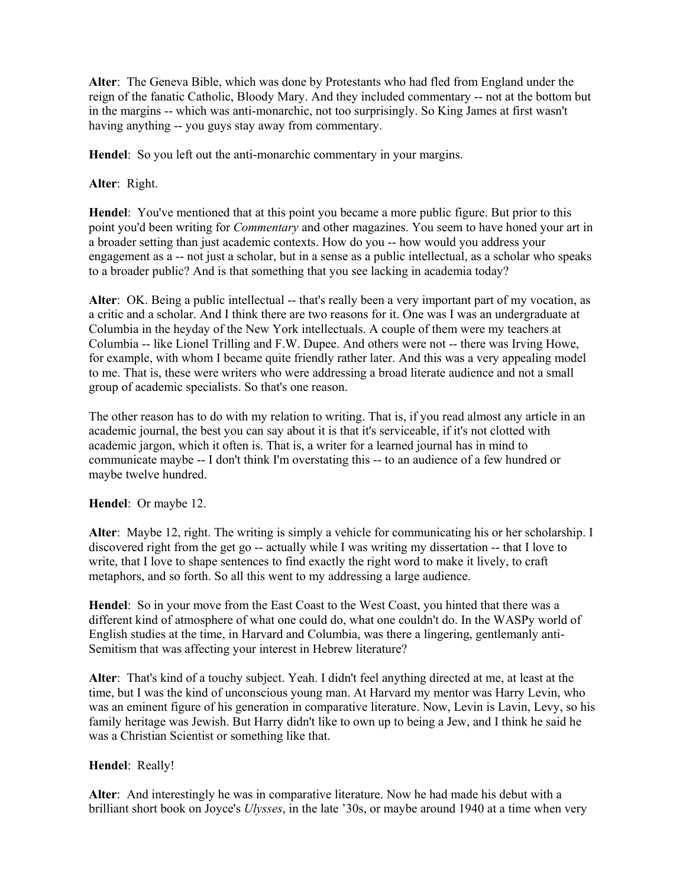**Alter**: The Geneva Bible, which was done by Protestants who had fled from England under the reign of the fanatic Catholic, Bloody Mary. And they included commentary -- not at the bottom but in the margins -- which was anti-monarchic, not too surprisingly. So King James at first wasn't having anything -- you guys stay away from commentary.

**Hendel**: So you left out the anti-monarchic commentary in your margins.

**Alter**: Right.

**Hendel**: You've mentioned that at this point you became a more public figure. But prior to this point you'd been writing for *Commentary* and other magazines. You seem to have honed your art in a broader setting than just academic contexts. How do you -- how would you address your engagement as a -- not just a scholar, but in a sense as a public intellectual, as a scholar who speaks to a broader public? And is that something that you see lacking in academia today?

**Alter**: OK. Being a public intellectual -- that's really been a very important part of my vocation, as a critic and a scholar. And I think there are two reasons for it. One was I was an undergraduate at Columbia in the heyday of the New York intellectuals. A couple of them were my teachers at Columbia -- like Lionel Trilling and F.W. Dupee. And others were not -- there was Irving Howe, for example, with whom I became quite friendly rather later. And this was a very appealing model to me. That is, these were writers who were addressing a broad literate audience and not a small group of academic specialists. So that's one reason.

The other reason has to do with my relation to writing. That is, if you read almost any article in an academic journal, the best you can say about it is that it's serviceable, if it's not clotted with academic jargon, which it often is. That is, a writer for a learned journal has in mind to communicate maybe -- I don't think I'm overstating this -- to an audience of a few hundred or maybe twelve hundred.

**Hendel**: Or maybe 12.

**Alter**: Maybe 12, right. The writing is simply a vehicle for communicating his or her scholarship. I discovered right from the get go -- actually while I was writing my dissertation -- that I love to write, that I love to shape sentences to find exactly the right word to make it lively, to craft metaphors, and so forth. So all this went to my addressing a large audience.

**Hendel**: So in your move from the East Coast to the West Coast, you hinted that there was a different kind of atmosphere of what one could do, what one couldn't do. In the WASPy world of English studies at the time, in Harvard and Columbia, was there a lingering, gentlemanly anti-Semitism that was affecting your interest in Hebrew literature?

**Alter**: That's kind of a touchy subject. Yeah. I didn't feel anything directed at me, at least at the time, but I was the kind of unconscious young man. At Harvard my mentor was Harry Levin, who was an eminent figure of his generation in comparative literature. Now, Levin is Lavin, Levy, so his family heritage was Jewish. But Harry didn't like to own up to being a Jew, and I think he said he was a Christian Scientist or something like that.

**Hendel**: Really!

**Alter**: And interestingly he was in comparative literature. Now he had made his debut with a brilliant short book on Joyce's *Ulysses*, in the late '30s, or maybe around 1940 at a time when very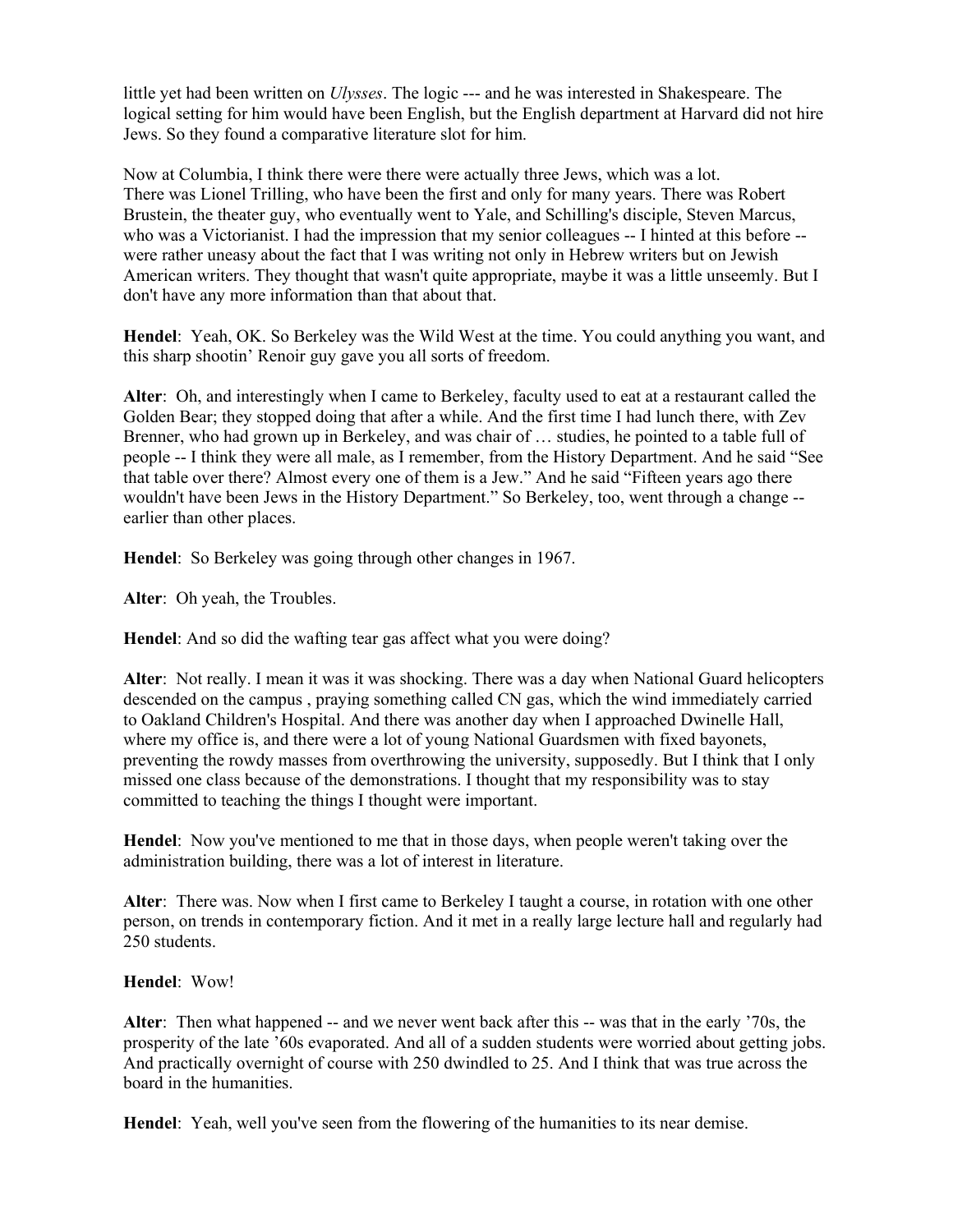little yet had been written on *Ulysses*. The logic --- and he was interested in Shakespeare. The logical setting for him would have been English, but the English department at Harvard did not hire Jews. So they found a comparative literature slot for him.

Now at Columbia, I think there were there were actually three Jews, which was a lot. There was Lionel Trilling, who have been the first and only for many years. There was Robert Brustein, the theater guy, who eventually went to Yale, and Schilling's disciple, Steven Marcus, who was a Victorianist. I had the impression that my senior colleagues -- I hinted at this before -- were rather uneasy about the fact that I was writing not only in Hebrew writers but on Jewish American writers. They thought that wasn't quite appropriate, maybe it was a little unseemly. But I don't have any more information than that about that.

**Hendel**: Yeah, OK. So Berkeley was the Wild West at the time. You could anything you want, and this sharp shootin' Renoir guy gave you all sorts of freedom.

**Alter**: Oh, and interestingly when I came to Berkeley, faculty used to eat at a restaurant called the Golden Bear; they stopped doing that after a while. And the first time I had lunch there, with Zev Brenner, who had grown up in Berkeley, and was chair of … studies, he pointed to a table full of people -- I think they were all male, as I remember, from the History Department. And he said "See that table over there? Almost every one of them is a Jew." And he said "Fifteen years ago there wouldn't have been Jews in the History Department." So Berkeley, too, went through a change -- earlier than other places.

**Hendel**: So Berkeley was going through other changes in 1967.

**Alter**: Oh yeah, the Troubles.

**Hendel**: And so did the wafting tear gas affect what you were doing?

**Alter**: Not really. I mean it was it was shocking. There was a day when National Guard helicopters descended on the campus , praying something called CN gas, which the wind immediately carried to Oakland Children's Hospital. And there was another day when I approached Dwinelle Hall, where my office is, and there were a lot of young National Guardsmen with fixed bayonets, preventing the rowdy masses from overthrowing the university, supposedly. But I think that I only missed one class because of the demonstrations. I thought that my responsibility was to stay committed to teaching the things I thought were important.

**Hendel**: Now you've mentioned to me that in those days, when people weren't taking over the administration building, there was a lot of interest in literature.

**Alter**: There was. Now when I first came to Berkeley I taught a course, in rotation with one other person, on trends in contemporary fiction. And it met in a really large lecture hall and regularly had 250 students.

**Hendel**: Wow!

**Alter**: Then what happened -- and we never went back after this -- was that in the early '70s, the prosperity of the late '60s evaporated. And all of a sudden students were worried about getting jobs. And practically overnight of course with 250 dwindled to 25. And I think that was true across the board in the humanities.

**Hendel**: Yeah, well you've seen from the flowering of the humanities to its near demise.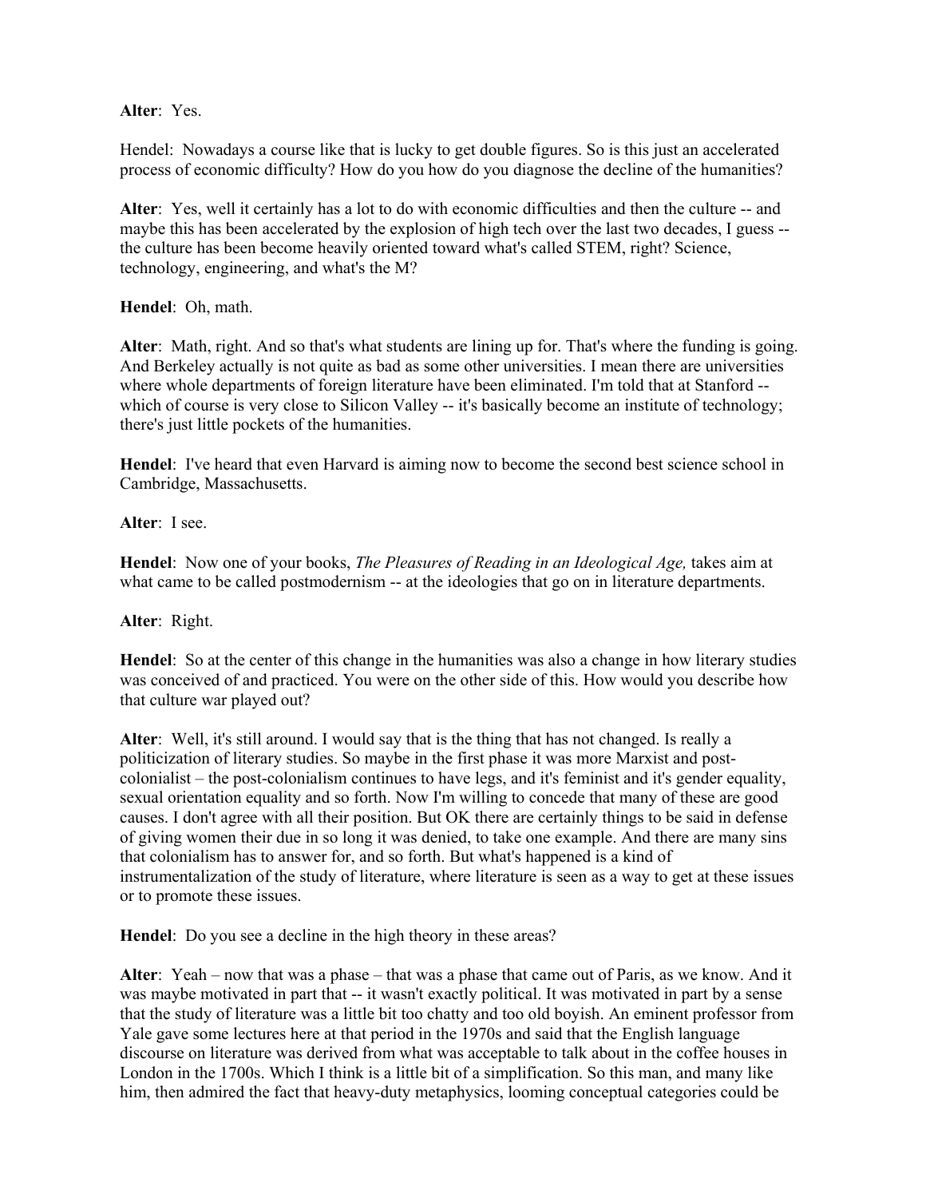**Alter**: Yes.

Hendel: Nowadays a course like that is lucky to get double figures. So is this just an accelerated process of economic difficulty? How do you how do you diagnose the decline of the humanities?

**Alter**: Yes, well it certainly has a lot to do with economic difficulties and then the culture -- and maybe this has been accelerated by the explosion of high tech over the last two decades, I guess -- the culture has been become heavily oriented toward what's called STEM, right? Science, technology, engineering, and what's the M?

**Hendel**: Oh, math.

**Alter**: Math, right. And so that's what students are lining up for. That's where the funding is going. And Berkeley actually is not quite as bad as some other universities. I mean there are universities where whole departments of foreign literature have been eliminated. I'm told that at Stanford -- which of course is very close to Silicon Valley -- it's basically become an institute of technology; there's just little pockets of the humanities.

**Hendel**: I've heard that even Harvard is aiming now to become the second best science school in Cambridge, Massachusetts.

**Alter**: I see.

**Hendel**: Now one of your books, *The Pleasures of Reading in an Ideological Age,* takes aim at what came to be called postmodernism -- at the ideologies that go on in literature departments.

**Alter**: Right.

**Hendel**: So at the center of this change in the humanities was also a change in how literary studies was conceived of and practiced. You were on the other side of this. How would you describe how that culture war played out?

**Alter**: Well, it's still around. I would say that is the thing that has not changed. Is really a politicization of literary studies. So maybe in the first phase it was more Marxist and post-colonialist – the post-colonialism continues to have legs, and it's feminist and it's gender equality, sexual orientation equality and so forth. Now I'm willing to concede that many of these are good causes. I don't agree with all their position. But OK there are certainly things to be said in defense of giving women their due in so long it was denied, to take one example. And there are many sins that colonialism has to answer for, and so forth. But what's happened is a kind of instrumentalization of the study of literature, where literature is seen as a way to get at these issues or to promote these issues.

**Hendel**: Do you see a decline in the high theory in these areas?

**Alter**: Yeah – now that was a phase – that was a phase that came out of Paris, as we know. And it was maybe motivated in part that -- it wasn't exactly political. It was motivated in part by a sense that the study of literature was a little bit too chatty and too old boyish. An eminent professor from Yale gave some lectures here at that period in the 1970s and said that the English language discourse on literature was derived from what was acceptable to talk about in the coffee houses in London in the 1700s. Which I think is a little bit of a simplification. So this man, and many like him, then admired the fact that heavy-duty metaphysics, looming conceptual categories could be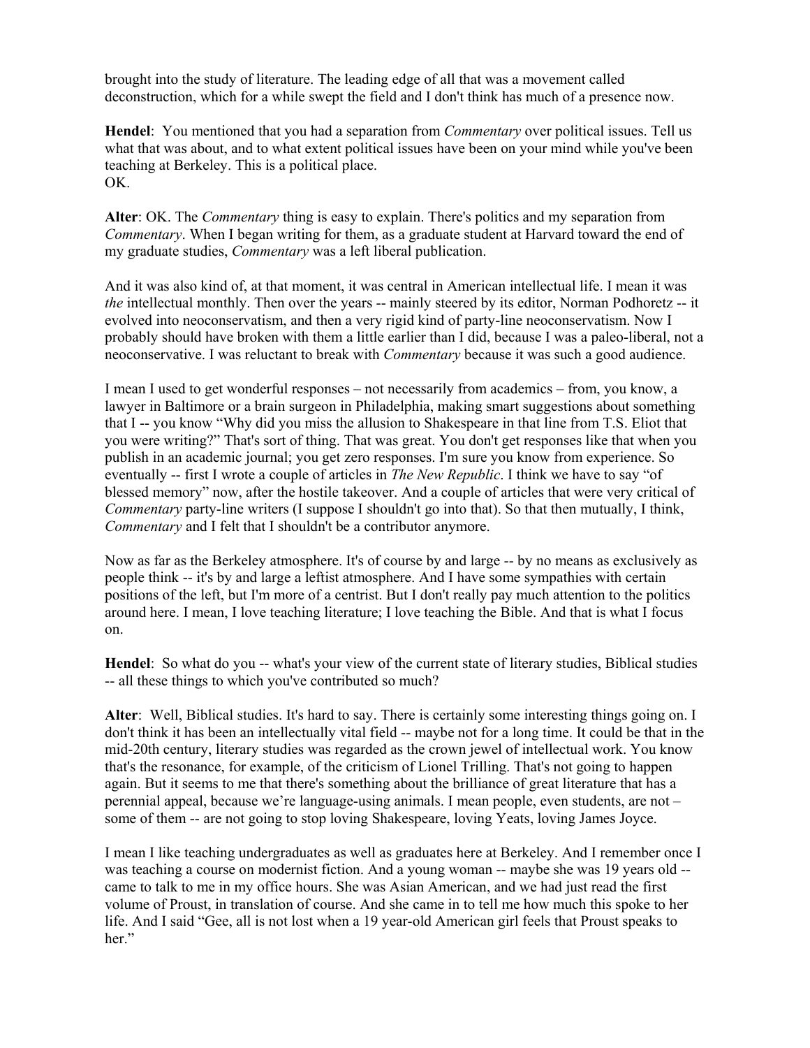brought into the study of literature. The leading edge of all that was a movement called deconstruction, which for a while swept the field and I don't think has much of a presence now.

**Hendel**: You mentioned that you had a separation from *Commentary* over political issues. Tell us what that was about, and to what extent political issues have been on your mind while you've been teaching at Berkeley. This is a political place.
OK.

**Alter**: OK. The *Commentary* thing is easy to explain. There's politics and my separation from *Commentary*. When I began writing for them, as a graduate student at Harvard toward the end of my graduate studies, *Commentary* was a left liberal publication.

And it was also kind of, at that moment, it was central in American intellectual life. I mean it was *the* intellectual monthly. Then over the years -- mainly steered by its editor, Norman Podhoretz -- it evolved into neoconservatism, and then a very rigid kind of party-line neoconservatism. Now I probably should have broken with them a little earlier than I did, because I was a paleo-liberal, not a neoconservative. I was reluctant to break with *Commentary* because it was such a good audience.

I mean I used to get wonderful responses – not necessarily from academics – from, you know, a lawyer in Baltimore or a brain surgeon in Philadelphia, making smart suggestions about something that I -- you know "Why did you miss the allusion to Shakespeare in that line from T.S. Eliot that you were writing?" That's sort of thing. That was great. You don't get responses like that when you publish in an academic journal; you get zero responses. I'm sure you know from experience. So eventually -- first I wrote a couple of articles in *The New Republic*. I think we have to say "of blessed memory" now, after the hostile takeover. And a couple of articles that were very critical of *Commentary* party-line writers (I suppose I shouldn't go into that). So that then mutually, I think, *Commentary* and I felt that I shouldn't be a contributor anymore.

Now as far as the Berkeley atmosphere. It's of course by and large -- by no means as exclusively as people think -- it's by and large a leftist atmosphere. And I have some sympathies with certain positions of the left, but I'm more of a centrist. But I don't really pay much attention to the politics around here. I mean, I love teaching literature; I love teaching the Bible. And that is what I focus on.

**Hendel**: So what do you -- what's your view of the current state of literary studies, Biblical studies -- all these things to which you've contributed so much?

**Alter**: Well, Biblical studies. It's hard to say. There is certainly some interesting things going on. I don't think it has been an intellectually vital field -- maybe not for a long time. It could be that in the mid-20th century, literary studies was regarded as the crown jewel of intellectual work. You know that's the resonance, for example, of the criticism of Lionel Trilling. That's not going to happen again. But it seems to me that there's something about the brilliance of great literature that has a perennial appeal, because we're language-using animals. I mean people, even students, are not – some of them -- are not going to stop loving Shakespeare, loving Yeats, loving James Joyce.

I mean I like teaching undergraduates as well as graduates here at Berkeley. And I remember once I was teaching a course on modernist fiction. And a young woman -- maybe she was 19 years old -- came to talk to me in my office hours. She was Asian American, and we had just read the first volume of Proust, in translation of course. And she came in to tell me how much this spoke to her life. And I said "Gee, all is not lost when a 19 year-old American girl feels that Proust speaks to her."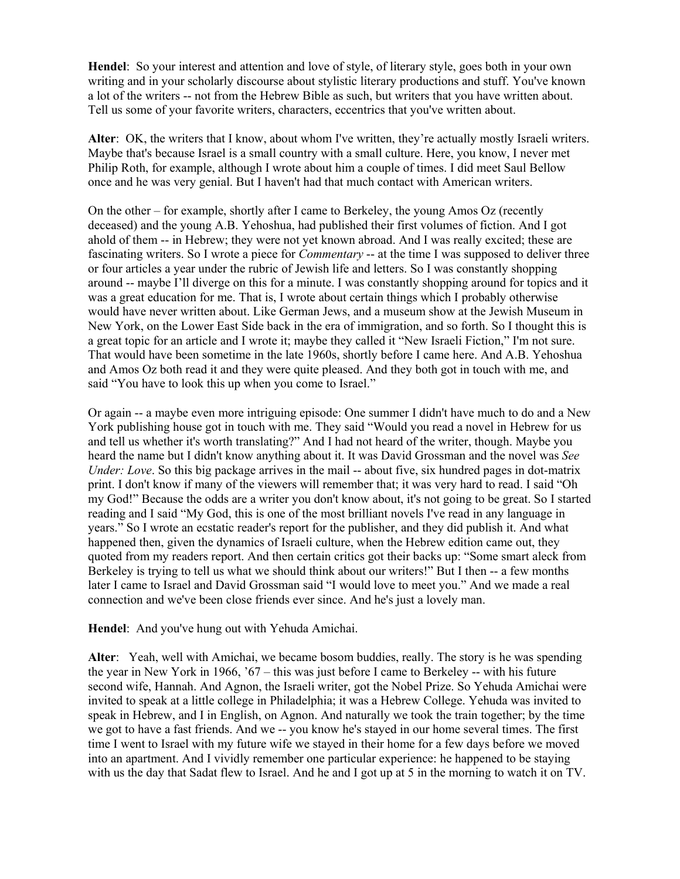**Hendel**: So your interest and attention and love of style, of literary style, goes both in your own writing and in your scholarly discourse about stylistic literary productions and stuff. You've known a lot of the writers -- not from the Hebrew Bible as such, but writers that you have written about. Tell us some of your favorite writers, characters, eccentrics that you've written about.

**Alter**: OK, the writers that I know, about whom I've written, they're actually mostly Israeli writers. Maybe that's because Israel is a small country with a small culture. Here, you know, I never met Philip Roth, for example, although I wrote about him a couple of times. I did meet Saul Bellow once and he was very genial. But I haven't had that much contact with American writers.

On the other – for example, shortly after I came to Berkeley, the young Amos Oz (recently deceased) and the young A.B. Yehoshua, had published their first volumes of fiction. And I got ahold of them -- in Hebrew; they were not yet known abroad. And I was really excited; these are fascinating writers. So I wrote a piece for *Commentary* -- at the time I was supposed to deliver three or four articles a year under the rubric of Jewish life and letters. So I was constantly shopping around -- maybe I'll diverge on this for a minute. I was constantly shopping around for topics and it was a great education for me. That is, I wrote about certain things which I probably otherwise would have never written about. Like German Jews, and a museum show at the Jewish Museum in New York, on the Lower East Side back in the era of immigration, and so forth. So I thought this is a great topic for an article and I wrote it; maybe they called it "New Israeli Fiction," I'm not sure. That would have been sometime in the late 1960s, shortly before I came here. And A.B. Yehoshua and Amos Oz both read it and they were quite pleased. And they both got in touch with me, and said "You have to look this up when you come to Israel."

Or again -- a maybe even more intriguing episode: One summer I didn't have much to do and a New York publishing house got in touch with me. They said "Would you read a novel in Hebrew for us and tell us whether it's worth translating?" And I had not heard of the writer, though. Maybe you heard the name but I didn't know anything about it. It was David Grossman and the novel was *See Under: Love*. So this big package arrives in the mail -- about five, six hundred pages in dot-matrix print. I don't know if many of the viewers will remember that; it was very hard to read. I said "Oh my God!" Because the odds are a writer you don't know about, it's not going to be great. So I started reading and I said "My God, this is one of the most brilliant novels I've read in any language in years." So I wrote an ecstatic reader's report for the publisher, and they did publish it. And what happened then, given the dynamics of Israeli culture, when the Hebrew edition came out, they quoted from my readers report. And then certain critics got their backs up: "Some smart aleck from Berkeley is trying to tell us what we should think about our writers!" But I then -- a few months later I came to Israel and David Grossman said "I would love to meet you." And we made a real connection and we've been close friends ever since. And he's just a lovely man.

**Hendel**: And you've hung out with Yehuda Amichai.

**Alter**: Yeah, well with Amichai, we became bosom buddies, really. The story is he was spending the year in New York in 1966, '67 – this was just before I came to Berkeley -- with his future second wife, Hannah. And Agnon, the Israeli writer, got the Nobel Prize. So Yehuda Amichai were invited to speak at a little college in Philadelphia; it was a Hebrew College. Yehuda was invited to speak in Hebrew, and I in English, on Agnon. And naturally we took the train together; by the time we got to have a fast friends. And we -- you know he's stayed in our home several times. The first time I went to Israel with my future wife we stayed in their home for a few days before we moved into an apartment. And I vividly remember one particular experience: he happened to be staying with us the day that Sadat flew to Israel. And he and I got up at 5 in the morning to watch it on TV.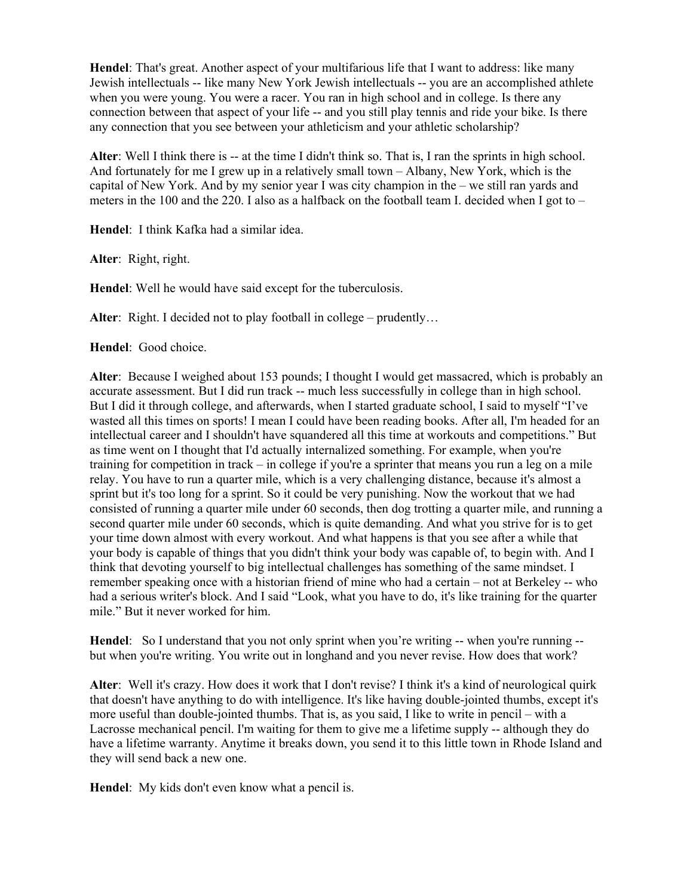**Hendel**: That's great. Another aspect of your multifarious life that I want to address: like many Jewish intellectuals -- like many New York Jewish intellectuals -- you are an accomplished athlete when you were young. You were a racer. You ran in high school and in college. Is there any connection between that aspect of your life -- and you still play tennis and ride your bike. Is there any connection that you see between your athleticism and your athletic scholarship?

**Alter**: Well I think there is -- at the time I didn't think so. That is, I ran the sprints in high school. And fortunately for me I grew up in a relatively small town – Albany, New York, which is the capital of New York. And by my senior year I was city champion in the – we still ran yards and meters in the 100 and the 220. I also as a halfback on the football team I. decided when I got to –

**Hendel**: I think Kafka had a similar idea.

**Alter**: Right, right.

**Hendel**: Well he would have said except for the tuberculosis.

**Alter**: Right. I decided not to play football in college – prudently…

**Hendel**: Good choice.

**Alter**: Because I weighed about 153 pounds; I thought I would get massacred, which is probably an accurate assessment. But I did run track -- much less successfully in college than in high school. But I did it through college, and afterwards, when I started graduate school, I said to myself "I've wasted all this times on sports! I mean I could have been reading books. After all, I'm headed for an intellectual career and I shouldn't have squandered all this time at workouts and competitions." But as time went on I thought that I'd actually internalized something. For example, when you're training for competition in track – in college if you're a sprinter that means you run a leg on a mile relay. You have to run a quarter mile, which is a very challenging distance, because it's almost a sprint but it's too long for a sprint. So it could be very punishing. Now the workout that we had consisted of running a quarter mile under 60 seconds, then dog trotting a quarter mile, and running a second quarter mile under 60 seconds, which is quite demanding. And what you strive for is to get your time down almost with every workout. And what happens is that you see after a while that your body is capable of things that you didn't think your body was capable of, to begin with. And I think that devoting yourself to big intellectual challenges has something of the same mindset. I remember speaking once with a historian friend of mine who had a certain – not at Berkeley -- who had a serious writer's block. And I said "Look, what you have to do, it's like training for the quarter mile." But it never worked for him.

**Hendel**: So I understand that you not only sprint when you're writing -- when you're running -- but when you're writing. You write out in longhand and you never revise. How does that work?

**Alter**: Well it's crazy. How does it work that I don't revise? I think it's a kind of neurological quirk that doesn't have anything to do with intelligence. It's like having double-jointed thumbs, except it's more useful than double-jointed thumbs. That is, as you said, I like to write in pencil – with a Lacrosse mechanical pencil. I'm waiting for them to give me a lifetime supply -- although they do have a lifetime warranty. Anytime it breaks down, you send it to this little town in Rhode Island and they will send back a new one.

**Hendel**: My kids don't even know what a pencil is.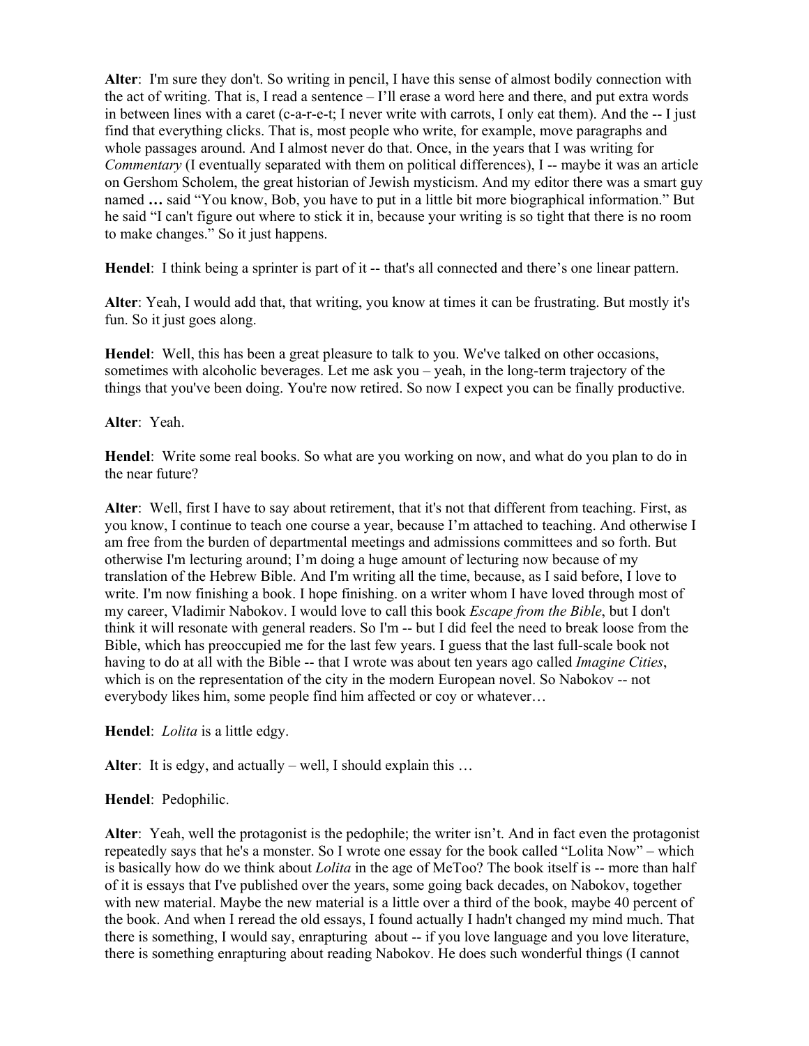**Alter**: I'm sure they don't. So writing in pencil, I have this sense of almost bodily connection with the act of writing. That is, I read a sentence – I'll erase a word here and there, and put extra words in between lines with a caret (c-a-r-e-t; I never write with carrots, I only eat them). And the -- I just find that everything clicks. That is, most people who write, for example, move paragraphs and whole passages around. And I almost never do that. Once, in the years that I was writing for *Commentary* (I eventually separated with them on political differences), I -- maybe it was an article on Gershom Scholem, the great historian of Jewish mysticism. And my editor there was a smart guy named **…** said "You know, Bob, you have to put in a little bit more biographical information." But he said "I can't figure out where to stick it in, because your writing is so tight that there is no room to make changes." So it just happens.

**Hendel**: I think being a sprinter is part of it -- that's all connected and there's one linear pattern.

**Alter**: Yeah, I would add that, that writing, you know at times it can be frustrating. But mostly it's fun. So it just goes along.

**Hendel**: Well, this has been a great pleasure to talk to you. We've talked on other occasions, sometimes with alcoholic beverages. Let me ask you – yeah, in the long-term trajectory of the things that you've been doing. You're now retired. So now I expect you can be finally productive.

**Alter**: Yeah.

**Hendel**: Write some real books. So what are you working on now, and what do you plan to do in the near future?

**Alter**: Well, first I have to say about retirement, that it's not that different from teaching. First, as you know, I continue to teach one course a year, because I'm attached to teaching. And otherwise I am free from the burden of departmental meetings and admissions committees and so forth. But otherwise I'm lecturing around; I'm doing a huge amount of lecturing now because of my translation of the Hebrew Bible. And I'm writing all the time, because, as I said before, I love to write. I'm now finishing a book. I hope finishing. on a writer whom I have loved through most of my career, Vladimir Nabokov. I would love to call this book *Escape from the Bible*, but I don't think it will resonate with general readers. So I'm -- but I did feel the need to break loose from the Bible, which has preoccupied me for the last few years. I guess that the last full-scale book not having to do at all with the Bible -- that I wrote was about ten years ago called *Imagine Cities*, which is on the representation of the city in the modern European novel. So Nabokov -- not everybody likes him, some people find him affected or coy or whatever…

**Hendel**: *Lolita* is a little edgy.

**Alter**: It is edgy, and actually – well, I should explain this …

**Hendel**: Pedophilic.

**Alter**: Yeah, well the protagonist is the pedophile; the writer isn't. And in fact even the protagonist repeatedly says that he's a monster. So I wrote one essay for the book called "Lolita Now" – which is basically how do we think about *Lolita* in the age of MeToo? The book itself is -- more than half of it is essays that I've published over the years, some going back decades, on Nabokov, together with new material. Maybe the new material is a little over a third of the book, maybe 40 percent of the book. And when I reread the old essays, I found actually I hadn't changed my mind much. That there is something, I would say, enrapturing about -- if you love language and you love literature, there is something enrapturing about reading Nabokov. He does such wonderful things (I cannot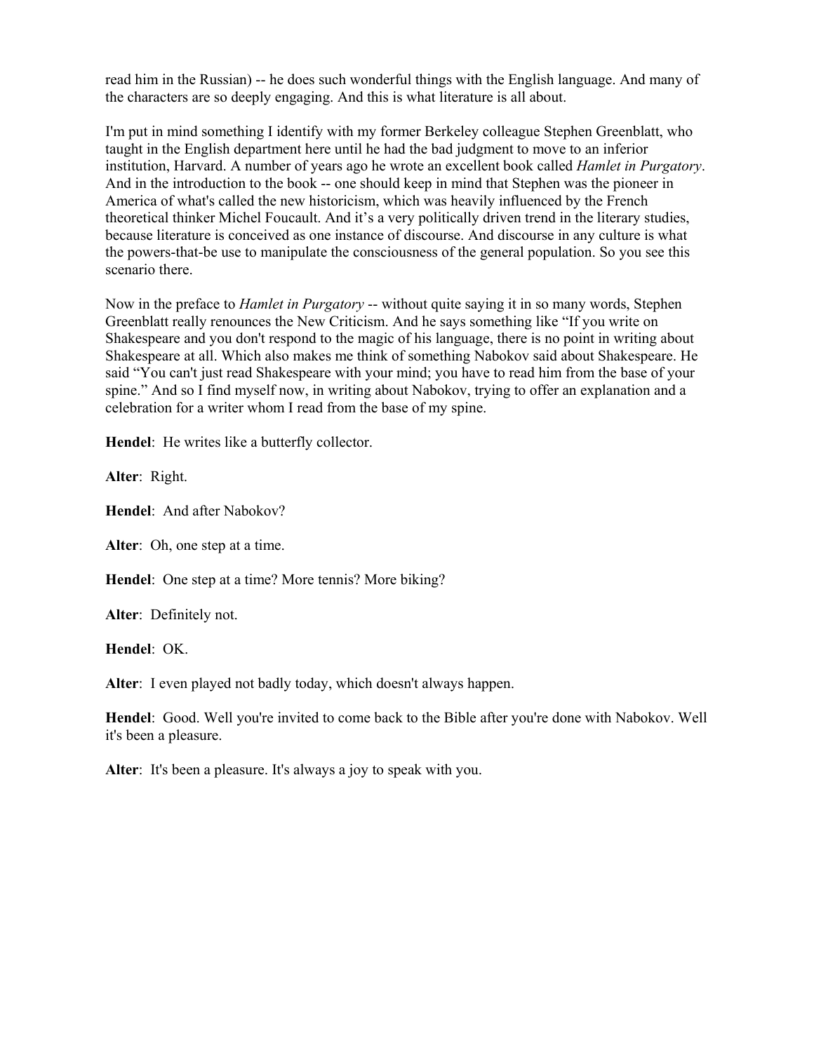read him in the Russian) -- he does such wonderful things with the English language. And many of the characters are so deeply engaging. And this is what literature is all about.

I'm put in mind something I identify with my former Berkeley colleague Stephen Greenblatt, who taught in the English department here until he had the bad judgment to move to an inferior institution, Harvard. A number of years ago he wrote an excellent book called *Hamlet in Purgatory*. And in the introduction to the book -- one should keep in mind that Stephen was the pioneer in America of what's called the new historicism, which was heavily influenced by the French theoretical thinker Michel Foucault. And it's a very politically driven trend in the literary studies, because literature is conceived as one instance of discourse. And discourse in any culture is what the powers-that-be use to manipulate the consciousness of the general population. So you see this scenario there.

Now in the preface to *Hamlet in Purgatory* -- without quite saying it in so many words, Stephen Greenblatt really renounces the New Criticism. And he says something like "If you write on Shakespeare and you don't respond to the magic of his language, there is no point in writing about Shakespeare at all. Which also makes me think of something Nabokov said about Shakespeare. He said "You can't just read Shakespeare with your mind; you have to read him from the base of your spine." And so I find myself now, in writing about Nabokov, trying to offer an explanation and a celebration for a writer whom I read from the base of my spine.

**Hendel**: He writes like a butterfly collector.

**Alter**: Right.

**Hendel**: And after Nabokov?

**Alter**: Oh, one step at a time.

**Hendel**: One step at a time? More tennis? More biking?

**Alter**: Definitely not.

**Hendel**: OK.

**Alter**: I even played not badly today, which doesn't always happen.

**Hendel**: Good. Well you're invited to come back to the Bible after you're done with Nabokov. Well it's been a pleasure.

**Alter**: It's been a pleasure. It's always a joy to speak with you.